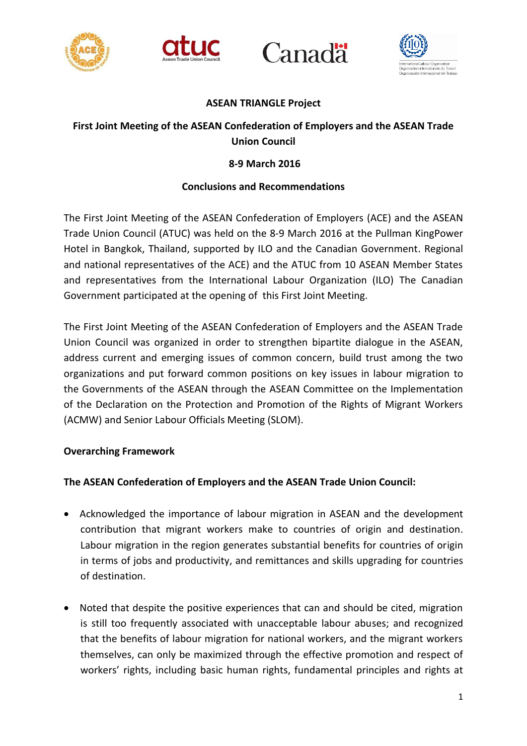**ASEAN TRIANGLE Project**

**First Joint Meeting of the ASEAN Confederation of Employers and the ASEAN Trade Union Council**

**8-9 March 2016**

**Conclusions and Recommendations**

The First Joint Meeting of the ASEAN Confederation of Employers (ACE) and the ASEAN Trade Union Council (ATUC) was held on the 8-9 March 2016 at the Pullman KingPower Hotel in Bangkok, Thailand, supported by ILO and the Canadian Government. Regional and national representatives of the ACE) and the ATUC from 10 ASEAN Member States and representatives from the International Labour Organization (ILO) The Canadian Government participated at the opening of this First Joint Meeting.

The First Joint Meeting of the ASEAN Confederation of Employers and the ASEAN Trade Union Council was organized in order to strengthen bipartite dialogue in the ASEAN, address current and emerging issues of common concern, build trust among the two organizations and put forward common positions on key issues in labour migration to the Governments of the ASEAN through the ASEAN Committee on the Implementation of the Declaration on the Protection and Promotion of the Rights of Migrant Workers (ACMW) and Senior Labour Officials Meeting (SLOM).

**Overarching Framework**

**The ASEAN Confederation of Employers and the ASEAN Trade Union Council:**

- Acknowledged the importance of labour migration in ASEAN and the development contribution that migrant workers make to countries of origin and destination. Labour migration in the region generates substantial benefits for countries of origin in terms of jobs and productivity, and remittances and skills upgrading for countries of destination.

- Noted that despite the positive experiences that can and should be cited, migration is still too frequently associated with unacceptable labour abuses; and recognized that the benefits of labour migration for national workers, and the migrant workers themselves, can only be maximized through the effective promotion and respect of workers' rights, including basic human rights, fundamental principles and rights at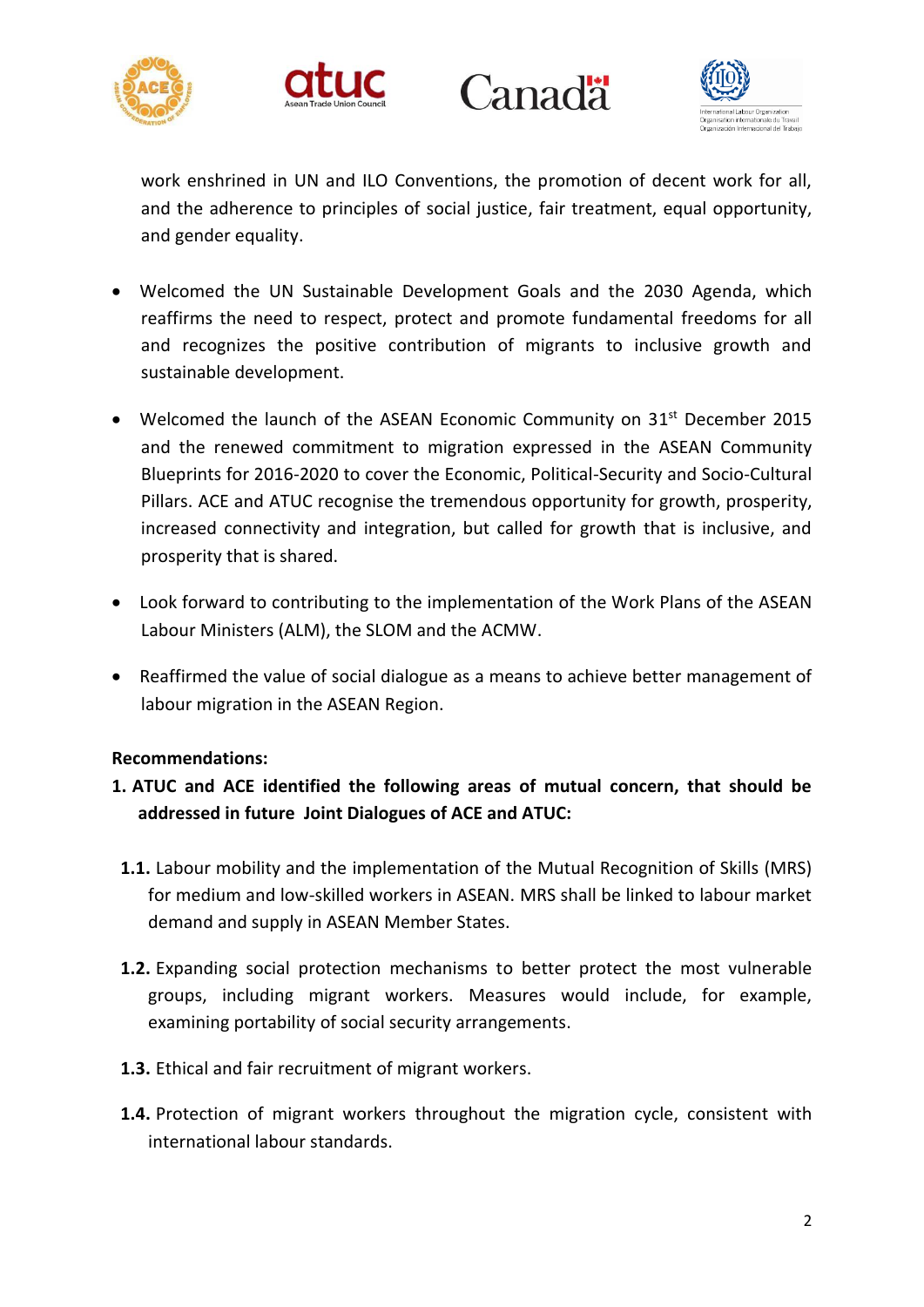work enshrined in UN and ILO Conventions, the promotion of decent work for all, and the adherence to principles of social justice, fair treatment, equal opportunity, and gender equality.

- Welcomed the UN Sustainable Development Goals and the 2030 Agenda, which reaffirms the need to respect, protect and promote fundamental freedoms for all and recognizes the positive contribution of migrants to inclusive growth and sustainable development.

- Welcomed the launch of the ASEAN Economic Community on 31st December 2015 and the renewed commitment to migration expressed in the ASEAN Community Blueprints for 2016-2020 to cover the Economic, Political-Security and Socio-Cultural Pillars. ACE and ATUC recognise the tremendous opportunity for growth, prosperity, increased connectivity and integration, but called for growth that is inclusive, and prosperity that is shared.

- Look forward to contributing to the implementation of the Work Plans of the ASEAN Labour Ministers (ALM), the SLOM and the ACMW.

- Reaffirmed the value of social dialogue as a means to achieve better management of labour migration in the ASEAN Region.

**Recommendations:**

**1. ATUC and ACE identified the following areas of mutual concern, that should be addressed in future Joint Dialogues of ACE and ATUC:**

**1.1.** Labour mobility and the implementation of the Mutual Recognition of Skills (MRS) for medium and low-skilled workers in ASEAN. MRS shall be linked to labour market demand and supply in ASEAN Member States.

**1.2.** Expanding social protection mechanisms to better protect the most vulnerable groups, including migrant workers. Measures would include, for example, examining portability of social security arrangements.

**1.3.** Ethical and fair recruitment of migrant workers.

**1.4.** Protection of migrant workers throughout the migration cycle, consistent with international labour standards.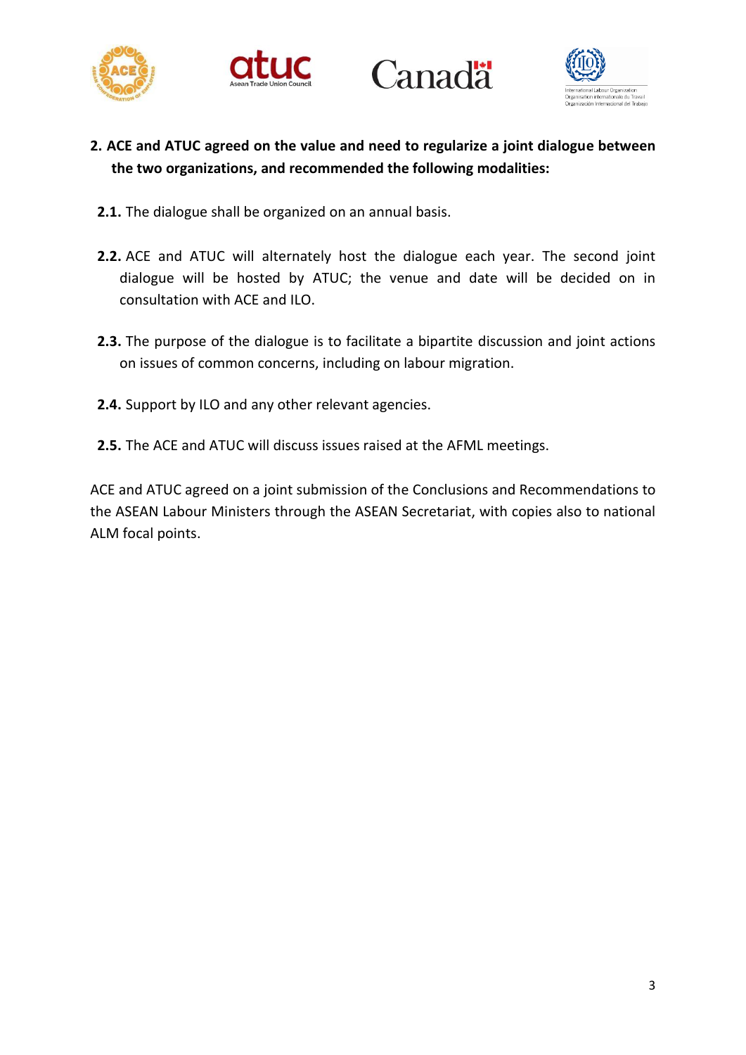**2. ACE and ATUC agreed on the value and need to regularize a joint dialogue between the two organizations, and recommended the following modalities:**

**2.1.** The dialogue shall be organized on an annual basis.

**2.2.** ACE and ATUC will alternately host the dialogue each year. The second joint dialogue will be hosted by ATUC; the venue and date will be decided on in consultation with ACE and ILO.

**2.3.** The purpose of the dialogue is to facilitate a bipartite discussion and joint actions on issues of common concerns, including on labour migration.

**2.4.** Support by ILO and any other relevant agencies.

**2.5.** The ACE and ATUC will discuss issues raised at the AFML meetings.

ACE and ATUC agreed on a joint submission of the Conclusions and Recommendations to the ASEAN Labour Ministers through the ASEAN Secretariat, with copies also to national ALM focal points.